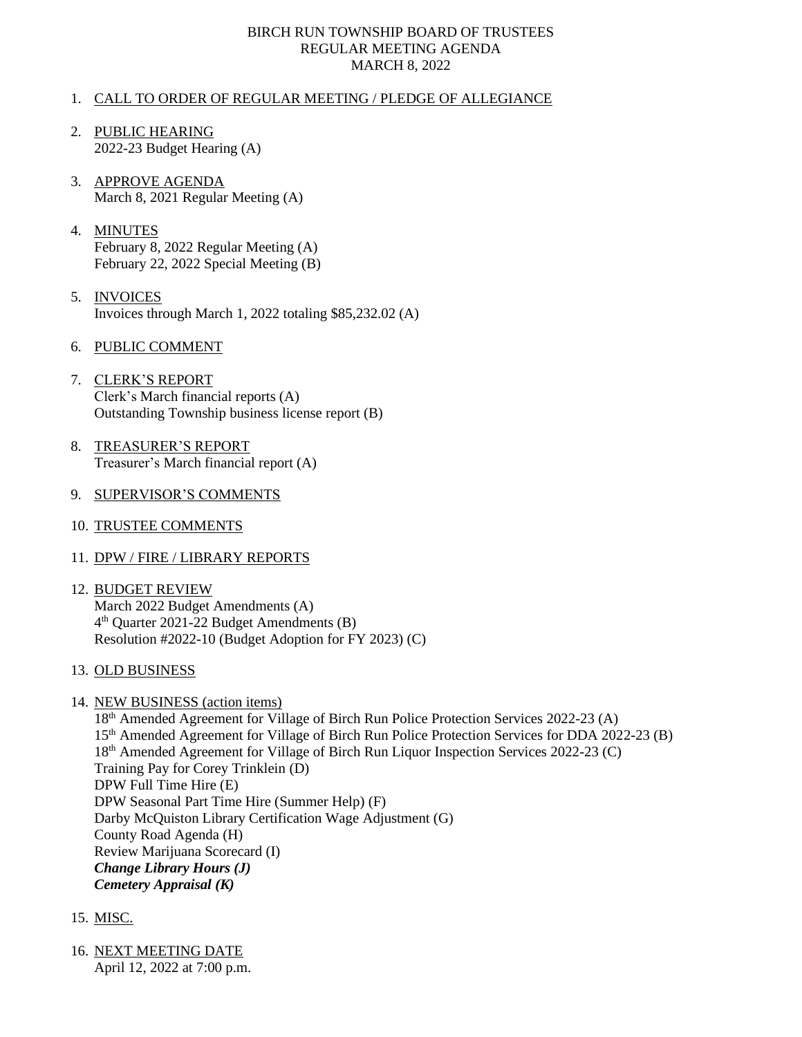# BIRCH RUN TOWNSHIP BOARD OF TRUSTEES
## REGULAR MEETING AGENDA
## MARCH 8, 2022

1. CALL TO ORDER OF REGULAR MEETING / PLEDGE OF ALLEGIANCE

2. PUBLIC HEARING
   2022-23 Budget Hearing (A)

3. APPROVE AGENDA
   March 8, 2021 Regular Meeting (A)

4. MINUTES
   February 8, 2022 Regular Meeting (A)
   February 22, 2022 Special Meeting (B)

5. INVOICES
   Invoices through March 1, 2022 totaling $85,232.02 (A)

6. PUBLIC COMMENT

7. CLERK'S REPORT
   Clerk's March financial reports (A)
   Outstanding Township business license report (B)

8. TREASURER'S REPORT
   Treasurer's March financial report (A)

9. SUPERVISOR'S COMMENTS

10. TRUSTEE COMMENTS

11. DPW / FIRE / LIBRARY REPORTS

12. BUDGET REVIEW
    March 2022 Budget Amendments (A)
    4th Quarter 2021-22 Budget Amendments (B)
    Resolution #2022-10 (Budget Adoption for FY 2023) (C)

13. OLD BUSINESS

14. NEW BUSINESS (action items)
    18th Amended Agreement for Village of Birch Run Police Protection Services 2022-23 (A)
    15th Amended Agreement for Village of Birch Run Police Protection Services for DDA 2022-23 (B)
    18th Amended Agreement for Village of Birch Run Liquor Inspection Services 2022-23 (C)
    Training Pay for Corey Trinklein (D)
    DPW Full Time Hire (E)
    DPW Seasonal Part Time Hire (Summer Help) (F)
    Darby McQuiston Library Certification Wage Adjustment (G)
    County Road Agenda (H)
    Review Marijuana Scorecard (I)
    ***Change Library Hours (J)***
    ***Cemetery Appraisal (K)***

15. MISC.

16. NEXT MEETING DATE
    April 12, 2022 at 7:00 p.m.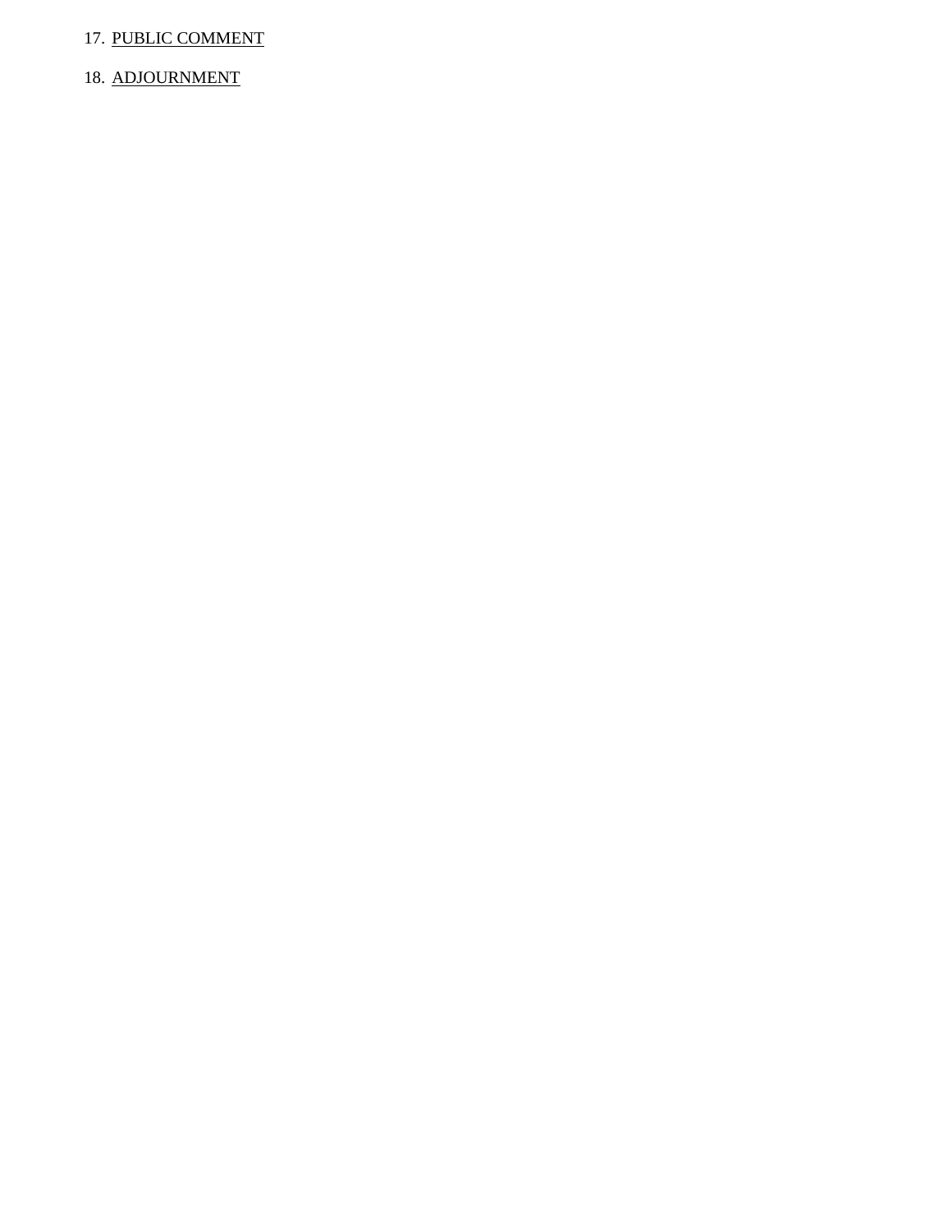17. PUBLIC COMMENT

18. ADJOURNMENT